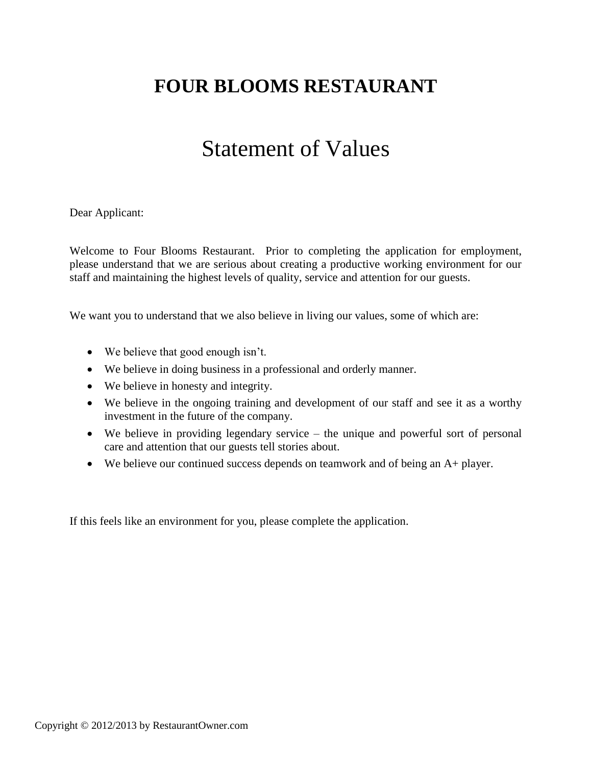# FOUR BLOOMS RESTAURANT

## Statement of Values

Dear Applicant:

Welcome to Four Blooms Restaurant. Prior to completing the application for employment, please understand that we are serious about creating a productive working environment for our staff and maintaining the highest levels of quality, service and attention for our guests.

We want you to understand that we also believe in living our values, some of which are:

- We believe that good enough isn't.
- We believe in doing business in a professional and orderly manner.
- We believe in honesty and integrity.
- We believe in the ongoing training and development of our staff and see it as a worthy investment in the future of the company.
- We believe in providing legendary service – the unique and powerful sort of personal care and attention that our guests tell stories about.
- We believe our continued success depends on teamwork and of being an A+ player.

If this feels like an environment for you, please complete the application.

Copyright © 2012/2013 by RestaurantOwner.com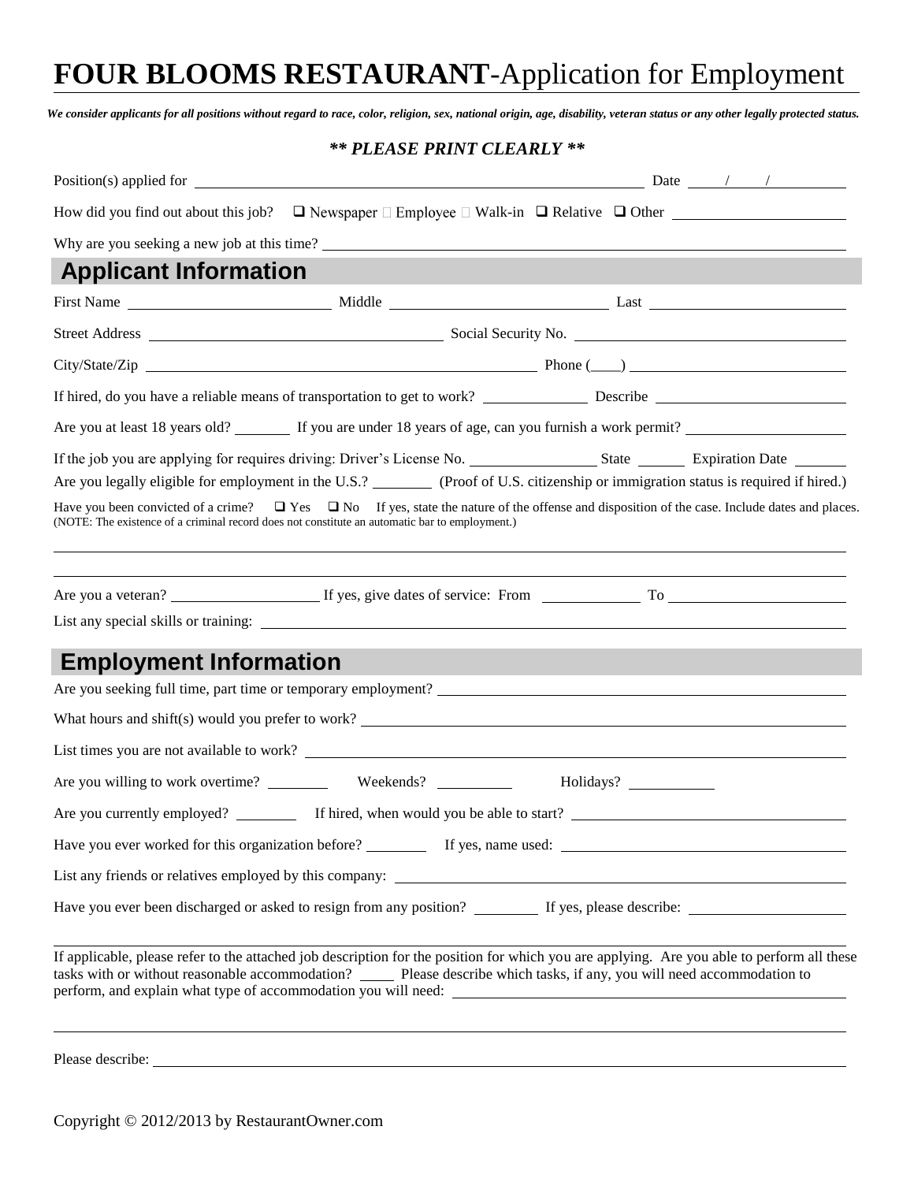# **FOUR BLOOMS RESTAURANT**-Application for Employment

***We consider applicants for all positions without regard to race, color, religion, sex, national origin, age, disability, veteran status or any other legally protected status.***

***\*\* PLEASE PRINT CLEARLY \*\****

Position(s) applied for ________________________________ Date ____/____/________

How did you find out about this job? ❑ Newspaper ☐ Employee ☐ Walk-in ❑ Relative ❑ Other ________________

Why are you seeking a new job at this time? ________________________________

## Applicant Information

First Name ________________ Middle ________________ Last ________________

Street Address ________________________ Social Security No. ________________________

City/State/Zip ________________________________ Phone (____) ________________________

If hired, do you have a reliable means of transportation to get to work? __________ Describe ________________

Are you at least 18 years old? ______ If you are under 18 years of age, can you furnish a work permit? ______________

If the job you are applying for requires driving: Driver's License No. ____________ State _____ Expiration Date _____

Are you legally eligible for employment in the U.S.? ______ (Proof of U.S. citizenship or immigration status is required if hired.)

Have you been convicted of a crime? ❑ Yes ❑ No If yes, state the nature of the offense and disposition of the case. Include dates and places. (NOTE: The existence of a criminal record does not constitute an automatic bar to employment.)

________________________________________________________________

________________________________________________________________

Are you a veteran? ______________ If yes, give dates of service: From __________ To ________________

List any special skills or training: ________________________________

## Employment Information

Are you seeking full time, part time or temporary employment? ________________________________

What hours and shift(s) would you prefer to work? ________________________________

List times you are not available to work? ________________________________

Are you willing to work overtime? ______ Weekends? _______ Holidays? ________

Are you currently employed? ______ If hired, when would you be able to start? ________________________

Have you ever worked for this organization before? ______ If yes, name used: ________________________

List any friends or relatives employed by this company: ________________________________

Have you ever been discharged or asked to resign from any position? ______ If yes, please describe: ______________

________________________________________________________________

If applicable, please refer to the attached job description for the position for which you are applying. Are you able to perform all these tasks with or without reasonable accommodation? ____ Please describe which tasks, if any, you will need accommodation to perform, and explain what type of accommodation you will need: ________________________________

________________________________________________________________

Please describe: ________________________________________________________________

Copyright © 2012/2013 by RestaurantOwner.com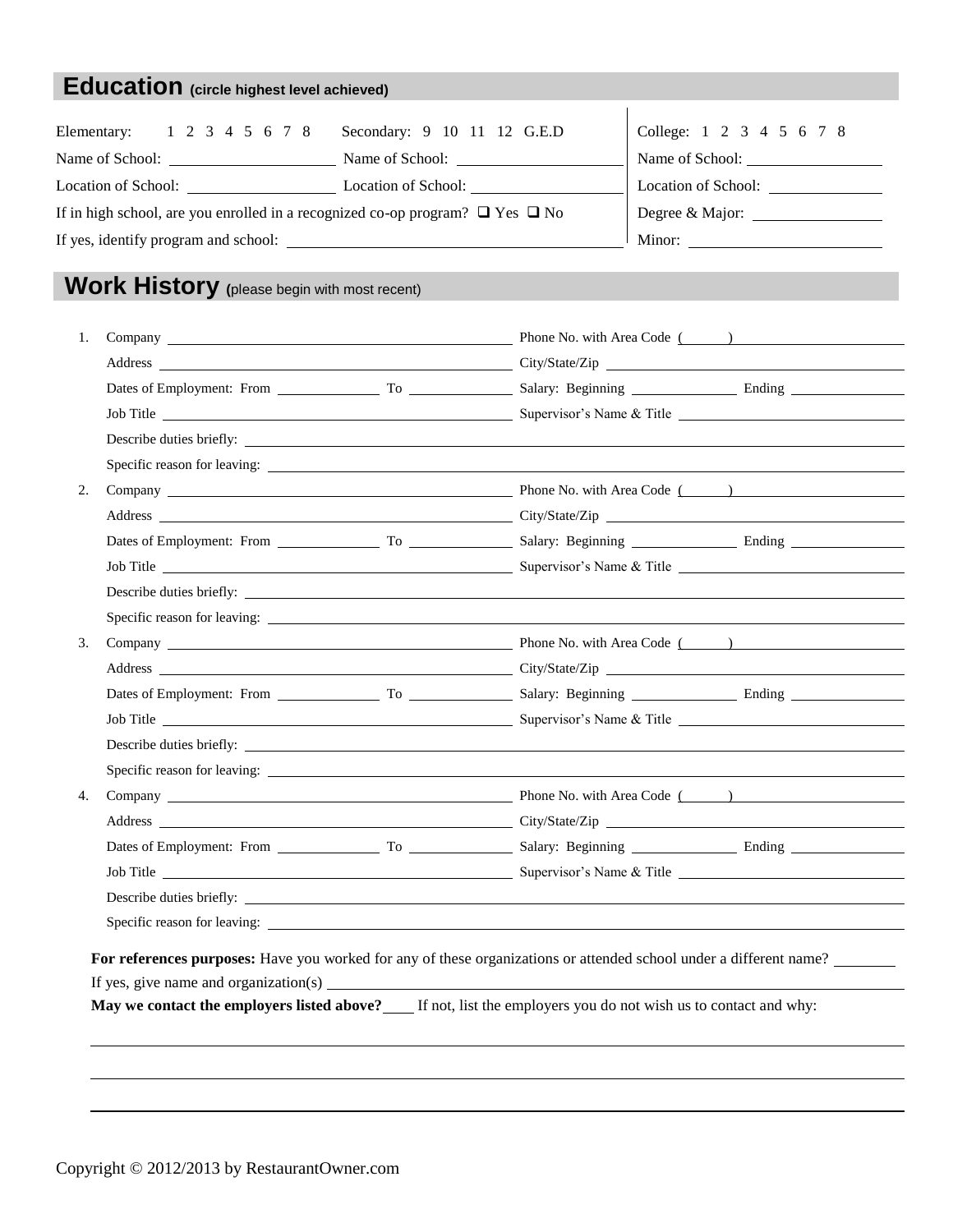## Education (circle highest level achieved)

Elementary: 1 2 3 4 5 6 7 8 Secondary: 9 10 11 12 G.E.D

Name of School: ____________________ Name of School: ____________________

Location of School: ____________________ Location of School: ____________________

If in high school, are you enrolled in a recognized co-op program? ❑ Yes ❑ No

If yes, identify program and school: ________________________________________

College: 1 2 3 4 5 6 7 8

Name of School: ____________________

Location of School: ____________________

Degree & Major: ____________________

Minor: ____________________

## Work History (please begin with most recent)

1. Company ____________________ Phone No. with Area Code ( ) ____________________
   Address ____________________ City/State/Zip ____________________
   Dates of Employment: From ____________ To ____________ Salary: Beginning ____________ Ending ____________
   Job Title ____________________ Supervisor's Name & Title ____________________
   Describe duties briefly: ________________________________________
   Specific reason for leaving: ________________________________________
2. Company ____________________ Phone No. with Area Code ( ) ____________________
   Address ____________________ City/State/Zip ____________________
   Dates of Employment: From ____________ To ____________ Salary: Beginning ____________ Ending ____________
   Job Title ____________________ Supervisor's Name & Title ____________________
   Describe duties briefly: ________________________________________
   Specific reason for leaving: ________________________________________
3. Company ____________________ Phone No. with Area Code ( ) ____________________
   Address ____________________ City/State/Zip ____________________
   Dates of Employment: From ____________ To ____________ Salary: Beginning ____________ Ending ____________
   Job Title ____________________ Supervisor's Name & Title ____________________
   Describe duties briefly: ________________________________________
   Specific reason for leaving: ________________________________________
4. Company ____________________ Phone No. with Area Code ( ) ____________________
   Address ____________________ City/State/Zip ____________________
   Dates of Employment: From ____________ To ____________ Salary: Beginning ____________ Ending ____________
   Job Title ____________________ Supervisor's Name & Title ____________________
   Describe duties briefly: ________________________________________
   Specific reason for leaving: ________________________________________

**For references purposes:** Have you worked for any of these organizations or attended school under a different name? ________

If yes, give name and organization(s) ________________________________________

**May we contact the employers listed above?**____ If not, list the employers you do not wish us to contact and why:

________________________________________

________________________________________

________________________________________

Copyright © 2012/2013 by RestaurantOwner.com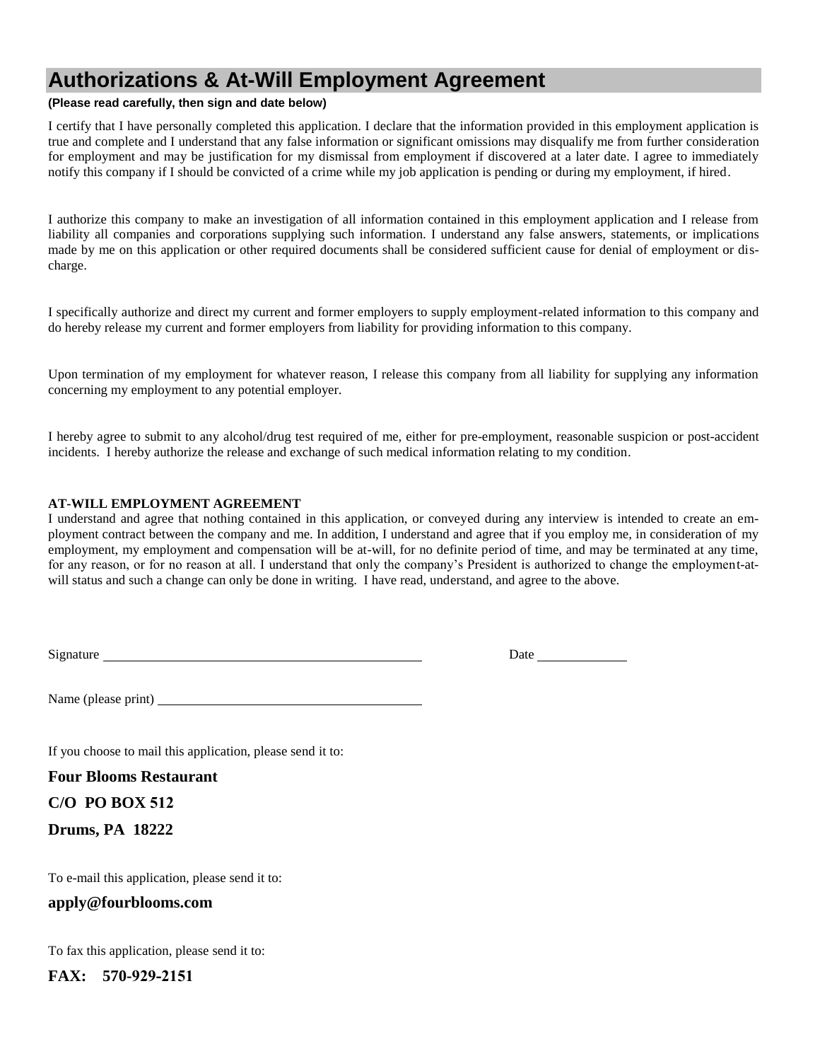## Authorizations & At-Will Employment Agreement

**(Please read carefully, then sign and date below)**

I certify that I have personally completed this application. I declare that the information provided in this employment application is true and complete and I understand that any false information or significant omissions may disqualify me from further consideration for employment and may be justification for my dismissal from employment if discovered at a later date. I agree to immediately notify this company if I should be convicted of a crime while my job application is pending or during my employment, if hired.

I authorize this company to make an investigation of all information contained in this employment application and I release from liability all companies and corporations supplying such information. I understand any false answers, statements, or implications made by me on this application or other required documents shall be considered sufficient cause for denial of employment or discharge.

I specifically authorize and direct my current and former employers to supply employment-related information to this company and do hereby release my current and former employers from liability for providing information to this company.

Upon termination of my employment for whatever reason, I release this company from all liability for supplying any information concerning my employment to any potential employer.

I hereby agree to submit to any alcohol/drug test required of me, either for pre-employment, reasonable suspicion or post-accident incidents. I hereby authorize the release and exchange of such medical information relating to my condition.

**AT-WILL EMPLOYMENT AGREEMENT**

I understand and agree that nothing contained in this application, or conveyed during any interview is intended to create an employment contract between the company and me. In addition, I understand and agree that if you employ me, in consideration of my employment, my employment and compensation will be at-will, for no definite period of time, and may be terminated at any time, for any reason, or for no reason at all. I understand that only the company's President is authorized to change the employment-at-will status and such a change can only be done in writing. I have read, understand, and agree to the above.

Signature ______________________________ Date __________

Name (please print) ______________________________

If you choose to mail this application, please send it to:

**Four Blooms Restaurant**

**C/O PO BOX 512**

**Drums, PA 18222**

To e-mail this application, please send it to:

**apply@fourblooms.com**

To fax this application, please send it to:

**FAX: 570-929-2151**